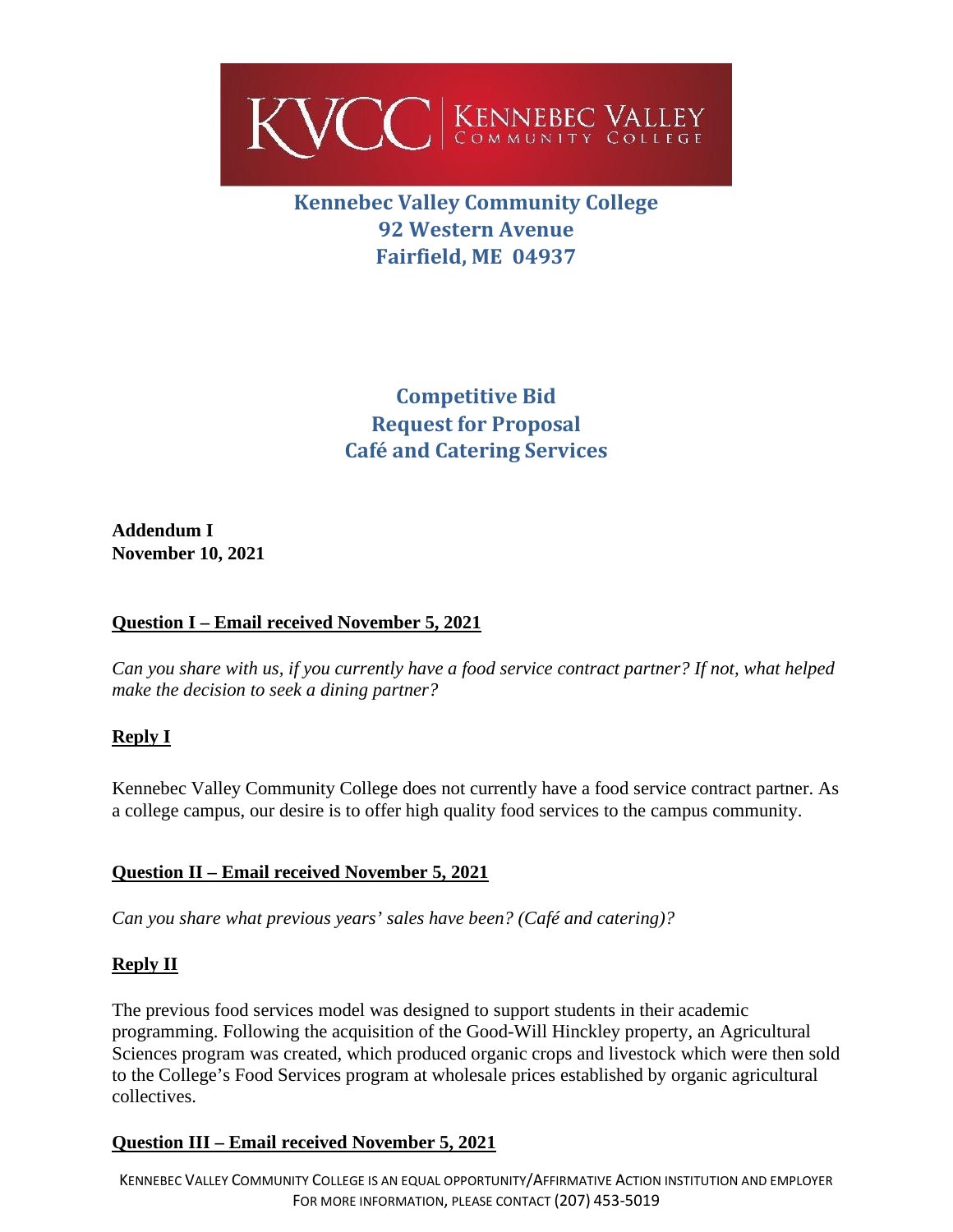**Kennebec Valley Community College**
**92 Western Avenue**
**Fairfield, ME 04937**

# Competitive Bid
# Request for Proposal
# Café and Catering Services

**Addendum I**
**November 10, 2021**

## Question I – Email received November 5, 2021

*Can you share with us, if you currently have a food service contract partner? If not, what helped make the decision to seek a dining partner?*

## Reply I

Kennebec Valley Community College does not currently have a food service contract partner. As a college campus, our desire is to offer high quality food services to the campus community.

## Question II – Email received November 5, 2021

*Can you share what previous years' sales have been? (Café and catering)?*

## Reply II

The previous food services model was designed to support students in their academic programming. Following the acquisition of the Good-Will Hinckley property, an Agricultural Sciences program was created, which produced organic crops and livestock which were then sold to the College's Food Services program at wholesale prices established by organic agricultural collectives.

## Question III – Email received November 5, 2021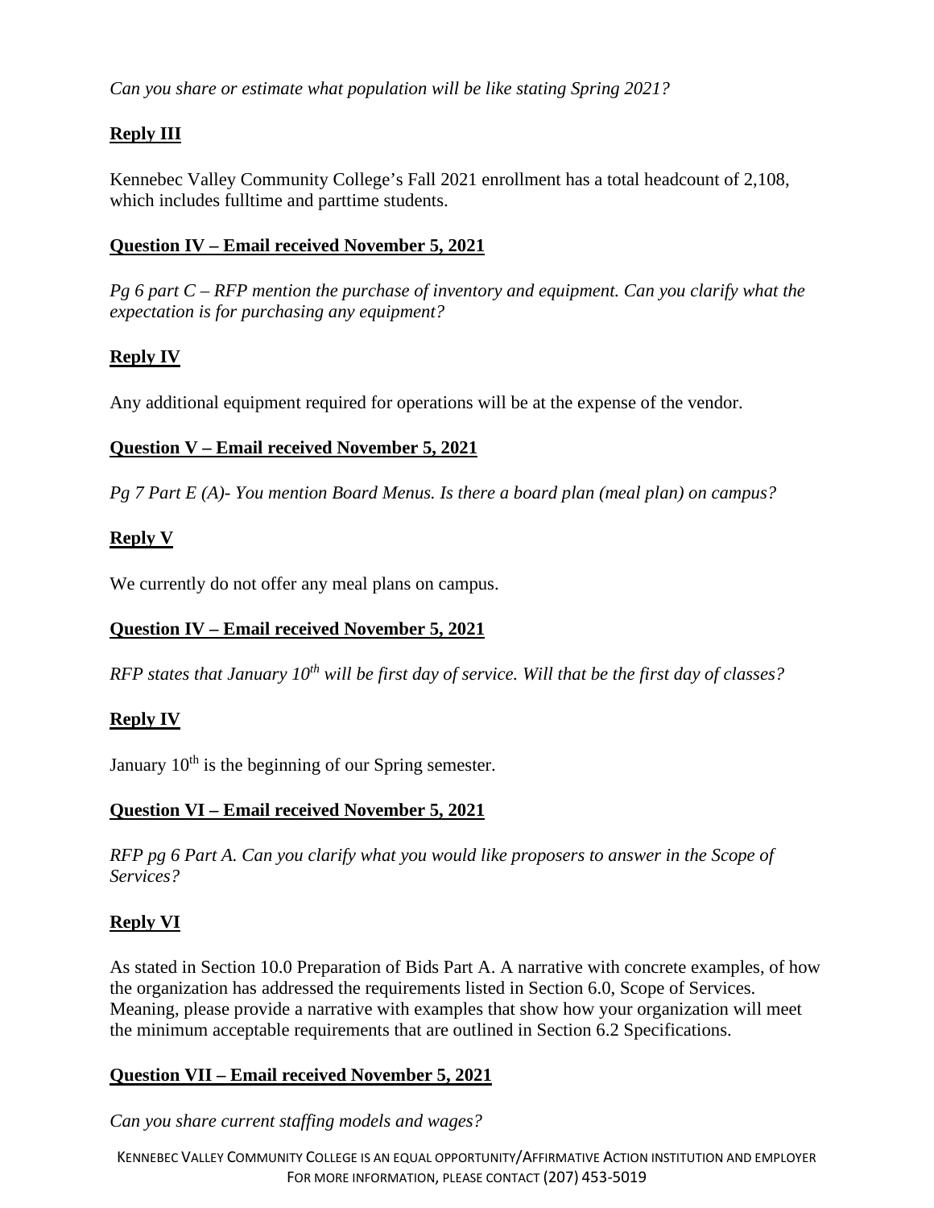*Can you share or estimate what population will be like stating Spring 2021?*

**Reply III**

Kennebec Valley Community College's Fall 2021 enrollment has a total headcount of 2,108, which includes fulltime and parttime students.

**Question IV – Email received November 5, 2021**

*Pg 6 part C – RFP mention the purchase of inventory and equipment. Can you clarify what the expectation is for purchasing any equipment?*

**Reply IV**

Any additional equipment required for operations will be at the expense of the vendor.

**Question V – Email received November 5, 2021**

*Pg 7 Part E (A)- You mention Board Menus. Is there a board plan (meal plan) on campus?*

**Reply V**

We currently do not offer any meal plans on campus.

**Question IV – Email received November 5, 2021**

*RFP states that January 10th will be first day of service. Will that be the first day of classes?*

**Reply IV**

January 10th is the beginning of our Spring semester.

**Question VI – Email received November 5, 2021**

*RFP pg 6 Part A. Can you clarify what you would like proposers to answer in the Scope of Services?*

**Reply VI**

As stated in Section 10.0 Preparation of Bids Part A. A narrative with concrete examples, of how the organization has addressed the requirements listed in Section 6.0, Scope of Services. Meaning, please provide a narrative with examples that show how your organization will meet the minimum acceptable requirements that are outlined in Section 6.2 Specifications.

**Question VII – Email received November 5, 2021**

*Can you share current staffing models and wages?*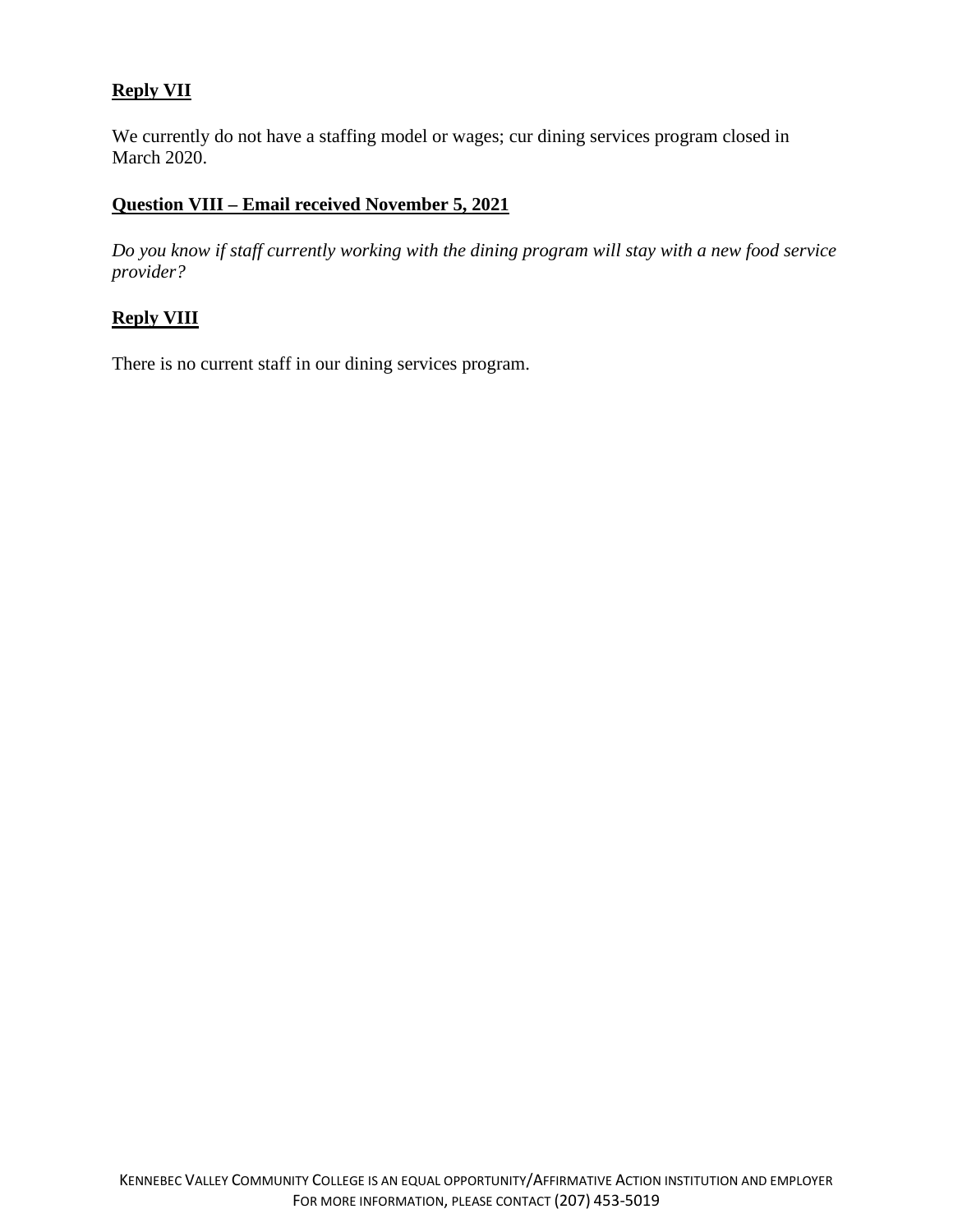**Reply VII**

We currently do not have a staffing model or wages; cur dining services program closed in March 2020.

**Question VIII – Email received November 5, 2021**

*Do you know if staff currently working with the dining program will stay with a new food service provider?*

**Reply VIII**

There is no current staff in our dining services program.